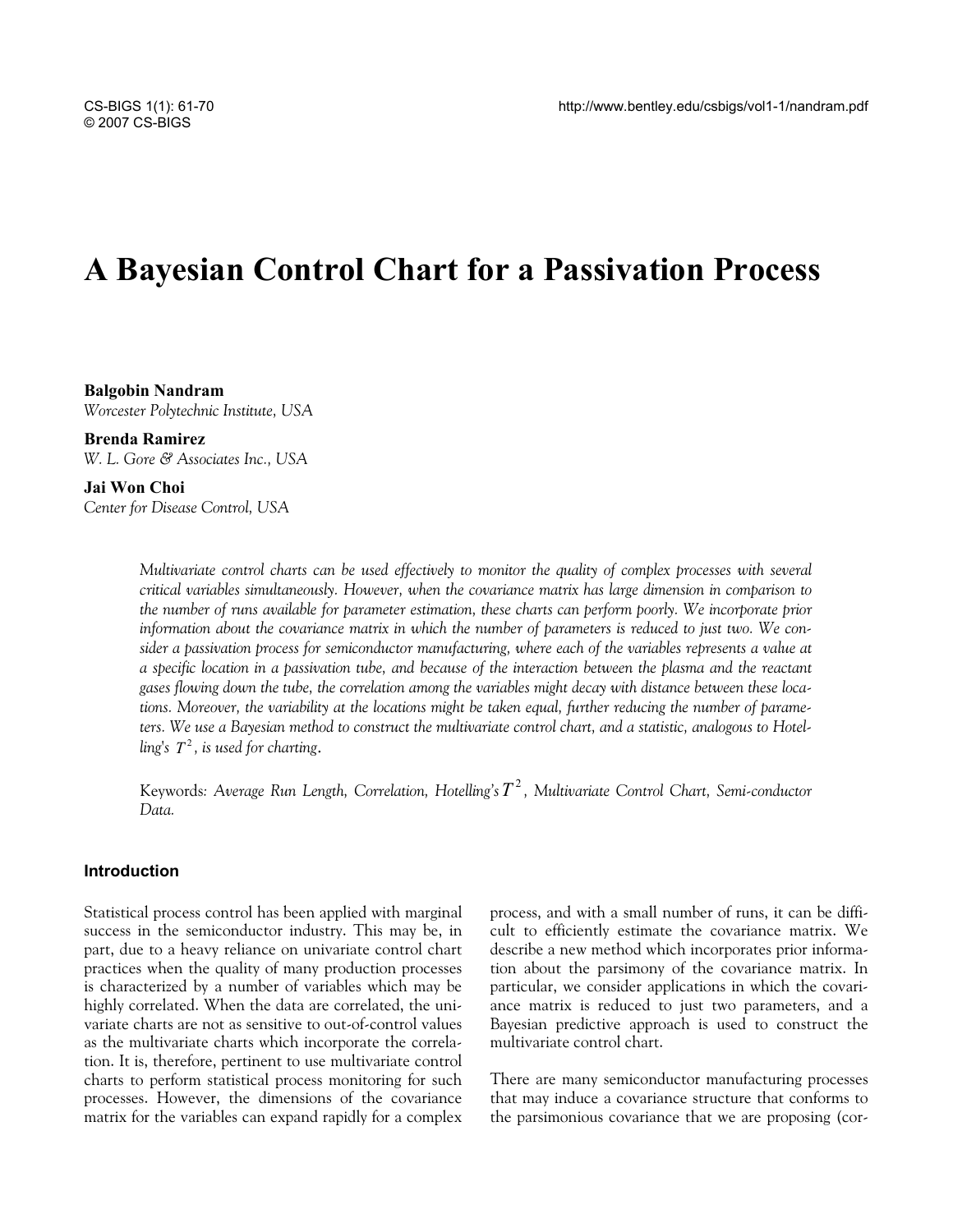# A Bayesian Control Chart for a Passivation Process

**Balgobin Nandram**
*Worcester Polytechnic Institute, USA*

**Brenda Ramirez**
*W. L. Gore & Associates Inc., USA*

**Jai Won Choi**
*Center for Disease Control, USA*

*Multivariate control charts can be used effectively to monitor the quality of complex processes with several critical variables simultaneously. However, when the covariance matrix has large dimension in comparison to the number of runs available for parameter estimation, these charts can perform poorly. We incorporate prior information about the covariance matrix in which the number of parameters is reduced to just two. We consider a passivation process for semiconductor manufacturing, where each of the variables represents a value at a specific location in a passivation tube, and because of the interaction between the plasma and the reactant gases flowing down the tube, the correlation among the variables might decay with distance between these locations. Moreover, the variability at the locations might be taken equal, further reducing the number of parameters. We use a Bayesian method to construct the multivariate control chart, and a statistic, analogous to Hotelling's $T^2$, is used for charting.*

Keywords: *Average Run Length, Correlation, Hotelling's $T^2$, Multivariate Control Chart, Semi-conductor Data.*

### Introduction

Statistical process control has been applied with marginal success in the semiconductor industry. This may be, in part, due to a heavy reliance on univariate control chart practices when the quality of many production processes is characterized by a number of variables which may be highly correlated. When the data are correlated, the univariate charts are not as sensitive to out-of-control values as the multivariate charts which incorporate the correlation. It is, therefore, pertinent to use multivariate control charts to perform statistical process monitoring for such processes. However, the dimensions of the covariance matrix for the variables can expand rapidly for a complex process, and with a small number of runs, it can be difficult to efficiently estimate the covariance matrix. We describe a new method which incorporates prior information about the parsimony of the covariance matrix. In particular, we consider applications in which the covariance matrix is reduced to just two parameters, and a Bayesian predictive approach is used to construct the multivariate control chart.

There are many semiconductor manufacturing processes that may induce a covariance structure that conforms to the parsimonious covariance that we are proposing (cor-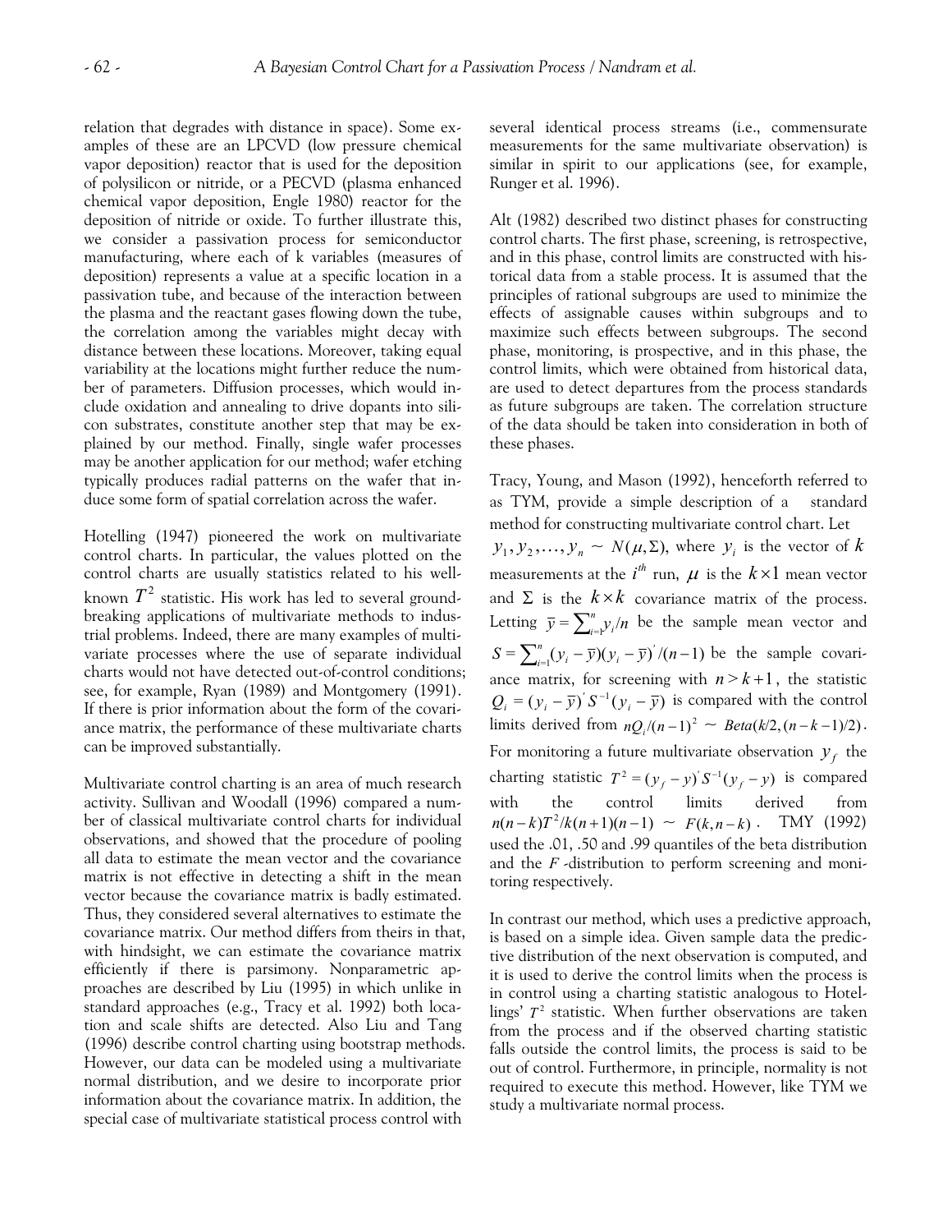relation that degrades with distance in space). Some examples of these are an LPCVD (low pressure chemical vapor deposition) reactor that is used for the deposition of polysilicon or nitride, or a PECVD (plasma enhanced chemical vapor deposition, Engle 1980) reactor for the deposition of nitride or oxide. To further illustrate this, we consider a passivation process for semiconductor manufacturing, where each of k variables (measures of deposition) represents a value at a specific location in a passivation tube, and because of the interaction between the plasma and the reactant gases flowing down the tube, the correlation among the variables might decay with distance between these locations. Moreover, taking equal variability at the locations might further reduce the number of parameters. Diffusion processes, which would include oxidation and annealing to drive dopants into silicon substrates, constitute another step that may be explained by our method. Finally, single wafer processes may be another application for our method; wafer etching typically produces radial patterns on the wafer that induce some form of spatial correlation across the wafer.

Hotelling (1947) pioneered the work on multivariate control charts. In particular, the values plotted on the control charts are usually statistics related to his well-known $T^2$ statistic. His work has led to several groundbreaking applications of multivariate methods to industrial problems. Indeed, there are many examples of multivariate processes where the use of separate individual charts would not have detected out-of-control conditions; see, for example, Ryan (1989) and Montgomery (1991). If there is prior information about the form of the covariance matrix, the performance of these multivariate charts can be improved substantially.

Multivariate control charting is an area of much research activity. Sullivan and Woodall (1996) compared a number of classical multivariate control charts for individual observations, and showed that the procedure of pooling all data to estimate the mean vector and the covariance matrix is not effective in detecting a shift in the mean vector because the covariance matrix is badly estimated. Thus, they considered several alternatives to estimate the covariance matrix. Our method differs from theirs in that, with hindsight, we can estimate the covariance matrix efficiently if there is parsimony. Nonparametric approaches are described by Liu (1995) in which unlike in standard approaches (e.g., Tracy et al. 1992) both location and scale shifts are detected. Also Liu and Tang (1996) describe control charting using bootstrap methods. However, our data can be modeled using a multivariate normal distribution, and we desire to incorporate prior information about the covariance matrix. In addition, the special case of multivariate statistical process control with several identical process streams (i.e., commensurate measurements for the same multivariate observation) is similar in spirit to our applications (see, for example, Runger et al. 1996).

Alt (1982) described two distinct phases for constructing control charts. The first phase, screening, is retrospective, and in this phase, control limits are constructed with historical data from a stable process. It is assumed that the principles of rational subgroups are used to minimize the effects of assignable causes within subgroups and to maximize such effects between subgroups. The second phase, monitoring, is prospective, and in this phase, the control limits, which were obtained from historical data, are used to detect departures from the process standards as future subgroups are taken. The correlation structure of the data should be taken into consideration in both of these phases.

Tracy, Young, and Mason (1992), henceforth referred to as TYM, provide a simple description of a standard method for constructing multivariate control chart. Let $y_1, y_2, \ldots, y_n \sim N(\mu, \Sigma)$, where $y_i$ is the vector of $k$ measurements at the $i^{th}$ run, $\mu$ is the $k \times 1$ mean vector and $\Sigma$ is the $k \times k$ covariance matrix of the process. Letting $\bar{y} = \sum_{i=1}^{n} y_i / n$ be the sample mean vector and $S = \sum_{i=1}^{n} (y_i - \bar{y})(y_i - \bar{y})' / (n-1)$ be the sample covariance matrix, for screening with $n > k+1$, the statistic $Q_i = (y_i - \bar{y})' S^{-1} (y_i - \bar{y})$ is compared with the control limits derived from $nQ_i/(n-1)^2 \sim Beta(k/2, (n-k-1)/2)$. For monitoring a future multivariate observation $y_f$ the charting statistic $T^2 = (y_f - y)' S^{-1} (y_f - y)$ is compared with the control limits derived from $n(n-k)T^2/k(n+1)(n-1) \sim F(k, n-k)$. TMY (1992) used the .01, .50 and .99 quantiles of the beta distribution and the $F$-distribution to perform screening and monitoring respectively.

In contrast our method, which uses a predictive approach, is based on a simple idea. Given sample data the predictive distribution of the next observation is computed, and it is used to derive the control limits when the process is in control using a charting statistic analogous to Hotellings' $T^2$ statistic. When further observations are taken from the process and if the observed charting statistic falls outside the control limits, the process is said to be out of control. Furthermore, in principle, normality is not required to execute this method. However, like TYM we study a multivariate normal process.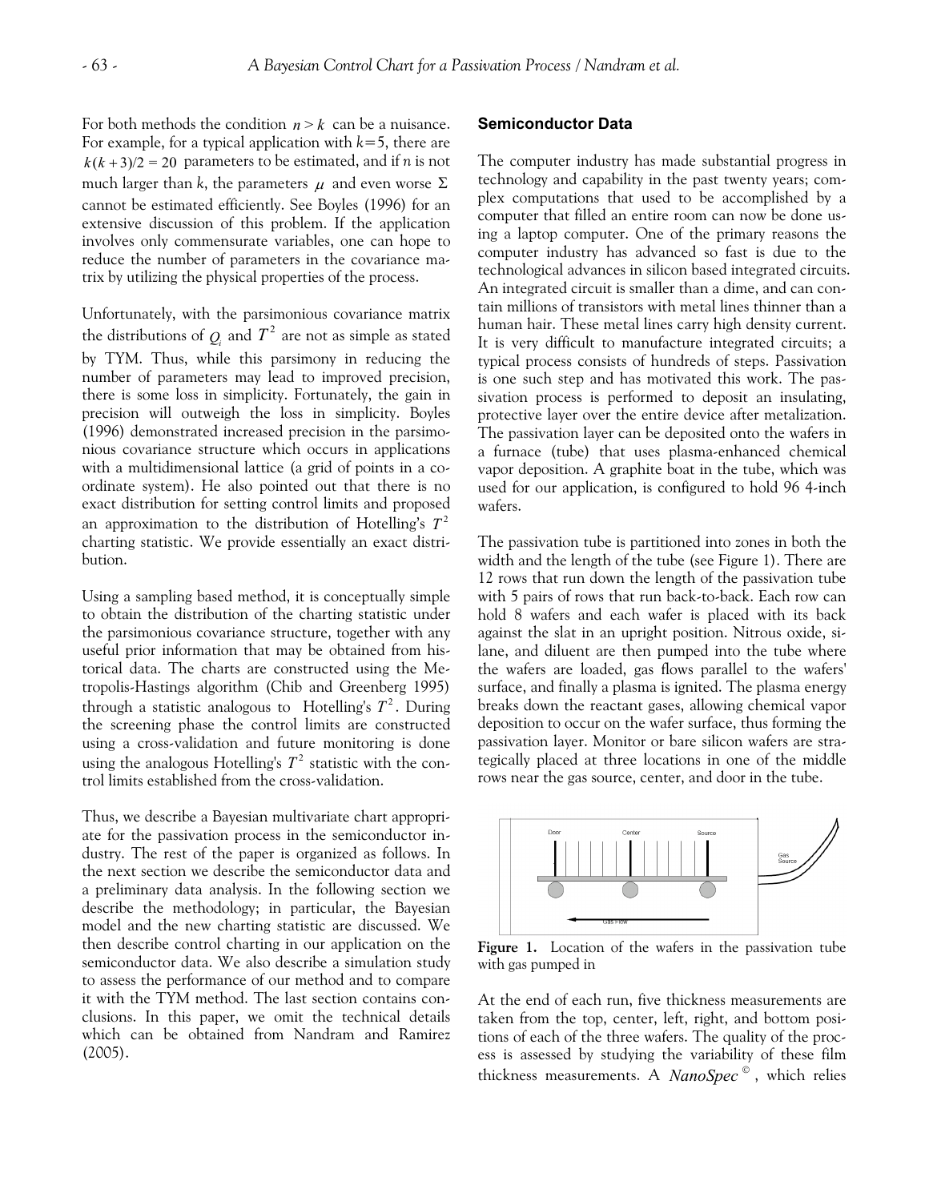For both methods the condition $n > k$ can be a nuisance. For example, for a typical application with $k=5$, there are $k(k+3)/2 = 20$ parameters to be estimated, and if $n$ is not much larger than $k$, the parameters $\mu$ and even worse $\Sigma$ cannot be estimated efficiently. See Boyles (1996) for an extensive discussion of this problem. If the application involves only commensurate variables, one can hope to reduce the number of parameters in the covariance matrix by utilizing the physical properties of the process.

Unfortunately, with the parsimonious covariance matrix the distributions of $Q_i$ and $T^2$ are not as simple as stated by TYM. Thus, while this parsimony in reducing the number of parameters may lead to improved precision, there is some loss in simplicity. Fortunately, the gain in precision will outweigh the loss in simplicity. Boyles (1996) demonstrated increased precision in the parsimonious covariance structure which occurs in applications with a multidimensional lattice (a grid of points in a coordinate system). He also pointed out that there is no exact distribution for setting control limits and proposed an approximation to the distribution of Hotelling's $T^2$ charting statistic. We provide essentially an exact distribution.

Using a sampling based method, it is conceptually simple to obtain the distribution of the charting statistic under the parsimonious covariance structure, together with any useful prior information that may be obtained from historical data. The charts are constructed using the Metropolis-Hastings algorithm (Chib and Greenberg 1995) through a statistic analogous to Hotelling's $T^2$. During the screening phase the control limits are constructed using a cross-validation and future monitoring is done using the analogous Hotelling's $T^2$ statistic with the control limits established from the cross-validation.

Thus, we describe a Bayesian multivariate chart appropriate for the passivation process in the semiconductor industry. The rest of the paper is organized as follows. In the next section we describe the semiconductor data and a preliminary data analysis. In the following section we describe the methodology; in particular, the Bayesian model and the new charting statistic are discussed. We then describe control charting in our application on the semiconductor data. We also describe a simulation study to assess the performance of our method and to compare it with the TYM method. The last section contains conclusions. In this paper, we omit the technical details which can be obtained from Nandram and Ramirez (2005).

## Semiconductor Data

The computer industry has made substantial progress in technology and capability in the past twenty years; complex computations that used to be accomplished by a computer that filled an entire room can now be done using a laptop computer. One of the primary reasons the computer industry has advanced so fast is due to the technological advances in silicon based integrated circuits. An integrated circuit is smaller than a dime, and can contain millions of transistors with metal lines thinner than a human hair. These metal lines carry high density current. It is very difficult to manufacture integrated circuits; a typical process consists of hundreds of steps. Passivation is one such step and has motivated this work. The passivation process is performed to deposit an insulating, protective layer over the entire device after metalization. The passivation layer can be deposited onto the wafers in a furnace (tube) that uses plasma-enhanced chemical vapor deposition. A graphite boat in the tube, which was used for our application, is configured to hold 96 4-inch wafers.

The passivation tube is partitioned into zones in both the width and the length of the tube (see Figure 1). There are 12 rows that run down the length of the passivation tube with 5 pairs of rows that run back-to-back. Each row can hold 8 wafers and each wafer is placed with its back against the slat in an upright position. Nitrous oxide, silane, and diluent are then pumped into the tube where the wafers are loaded, gas flows parallel to the wafers' surface, and finally a plasma is ignited. The plasma energy breaks down the reactant gases, allowing chemical vapor deposition to occur on the wafer surface, thus forming the passivation layer. Monitor or bare silicon wafers are strategically placed at three locations in one of the middle rows near the gas source, center, and door in the tube.

**Figure 1.** Location of the wafers in the passivation tube with gas pumped in

At the end of each run, five thickness measurements are taken from the top, center, left, right, and bottom positions of each of the three wafers. The quality of the process is assessed by studying the variability of these film thickness measurements. A *NanoSpec*©, which relies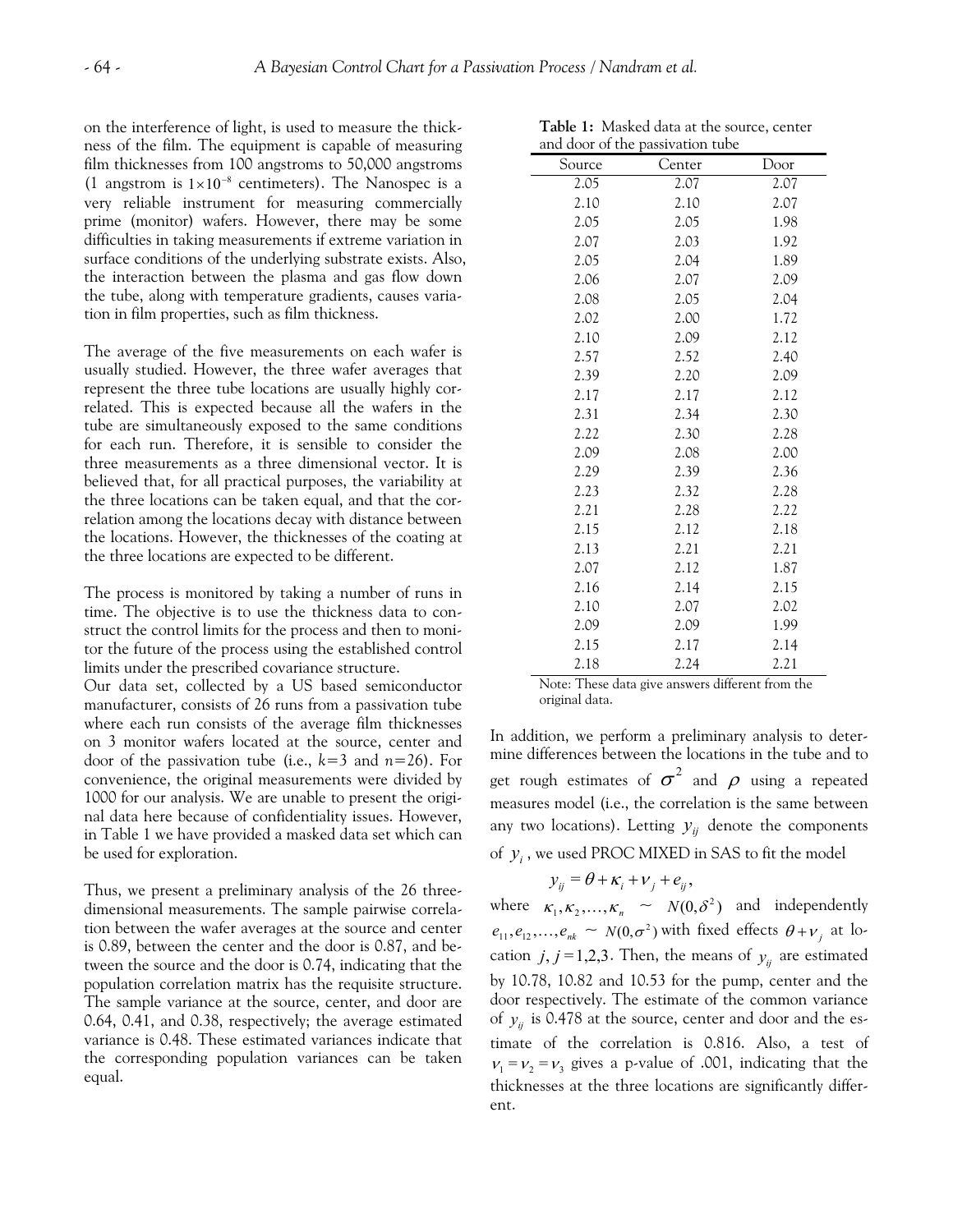on the interference of light, is used to measure the thickness of the film. The equipment is capable of measuring film thicknesses from 100 angstroms to 50,000 angstroms (1 angstrom is $1\times10^{-8}$ centimeters). The Nanospec is a very reliable instrument for measuring commercially prime (monitor) wafers. However, there may be some difficulties in taking measurements if extreme variation in surface conditions of the underlying substrate exists. Also, the interaction between the plasma and gas flow down the tube, along with temperature gradients, causes variation in film properties, such as film thickness.

The average of the five measurements on each wafer is usually studied. However, the three wafer averages that represent the three tube locations are usually highly correlated. This is expected because all the wafers in the tube are simultaneously exposed to the same conditions for each run. Therefore, it is sensible to consider the three measurements as a three dimensional vector. It is believed that, for all practical purposes, the variability at the three locations can be taken equal, and that the correlation among the locations decay with distance between the locations. However, the thicknesses of the coating at the three locations are expected to be different.

The process is monitored by taking a number of runs in time. The objective is to use the thickness data to construct the control limits for the process and then to monitor the future of the process using the established control limits under the prescribed covariance structure.

Our data set, collected by a US based semiconductor manufacturer, consists of 26 runs from a passivation tube where each run consists of the average film thicknesses on 3 monitor wafers located at the source, center and door of the passivation tube (i.e., $k=3$ and $n=26$). For convenience, the original measurements were divided by 1000 for our analysis. We are unable to present the original data here because of confidentiality issues. However, in Table 1 we have provided a masked data set which can be used for exploration.

Thus, we present a preliminary analysis of the 26 three-dimensional measurements. The sample pairwise correlation between the wafer averages at the source and center is 0.89, between the center and the door is 0.87, and between the source and the door is 0.74, indicating that the population correlation matrix has the requisite structure. The sample variance at the source, center, and door are 0.64, 0.41, and 0.38, respectively; the average estimated variance is 0.48. These estimated variances indicate that the corresponding population variances can be taken equal.

**Table 1:** Masked data at the source, center and door of the passivation tube

| Source | Center | Door |
|---|---|---|
| 2.05 | 2.07 | 2.07 |
| 2.10 | 2.10 | 2.07 |
| 2.05 | 2.05 | 1.98 |
| 2.07 | 2.03 | 1.92 |
| 2.05 | 2.04 | 1.89 |
| 2.06 | 2.07 | 2.09 |
| 2.08 | 2.05 | 2.04 |
| 2.02 | 2.00 | 1.72 |
| 2.10 | 2.09 | 2.12 |
| 2.57 | 2.52 | 2.40 |
| 2.39 | 2.20 | 2.09 |
| 2.17 | 2.17 | 2.12 |
| 2.31 | 2.34 | 2.30 |
| 2.22 | 2.30 | 2.28 |
| 2.09 | 2.08 | 2.00 |
| 2.29 | 2.39 | 2.36 |
| 2.23 | 2.32 | 2.28 |
| 2.21 | 2.28 | 2.22 |
| 2.15 | 2.12 | 2.18 |
| 2.13 | 2.21 | 2.21 |
| 2.07 | 2.12 | 1.87 |
| 2.16 | 2.14 | 2.15 |
| 2.10 | 2.07 | 2.02 |
| 2.09 | 2.09 | 1.99 |
| 2.15 | 2.17 | 2.14 |
| 2.18 | 2.24 | 2.21 |

Note: These data give answers different from the original data.

In addition, we perform a preliminary analysis to determine differences between the locations in the tube and to get rough estimates of $\sigma^2$ and $\rho$ using a repeated measures model (i.e., the correlation is the same between any two locations). Letting $y_{ij}$ denote the components of $y_i$, we used PROC MIXED in SAS to fit the model

$$y_{ij} = \theta + \kappa_i + \nu_j + e_{ij},$$

where $\kappa_1, \kappa_2, \ldots, \kappa_n \sim N(0, \delta^2)$ and independently $e_{11}, e_{12}, \ldots, e_{nk} \sim N(0, \sigma^2)$ with fixed effects $\theta + \nu_j$ at location $j$, $j=1,2,3$. Then, the means of $y_{ij}$ are estimated by 10.78, 10.82 and 10.53 for the pump, center and the door respectively. The estimate of the common variance of $y_{ij}$ is 0.478 at the source, center and door and the estimate of the correlation is 0.816. Also, a test of $\nu_1 = \nu_2 = \nu_3$ gives a p-value of .001, indicating that the thicknesses at the three locations are significantly different.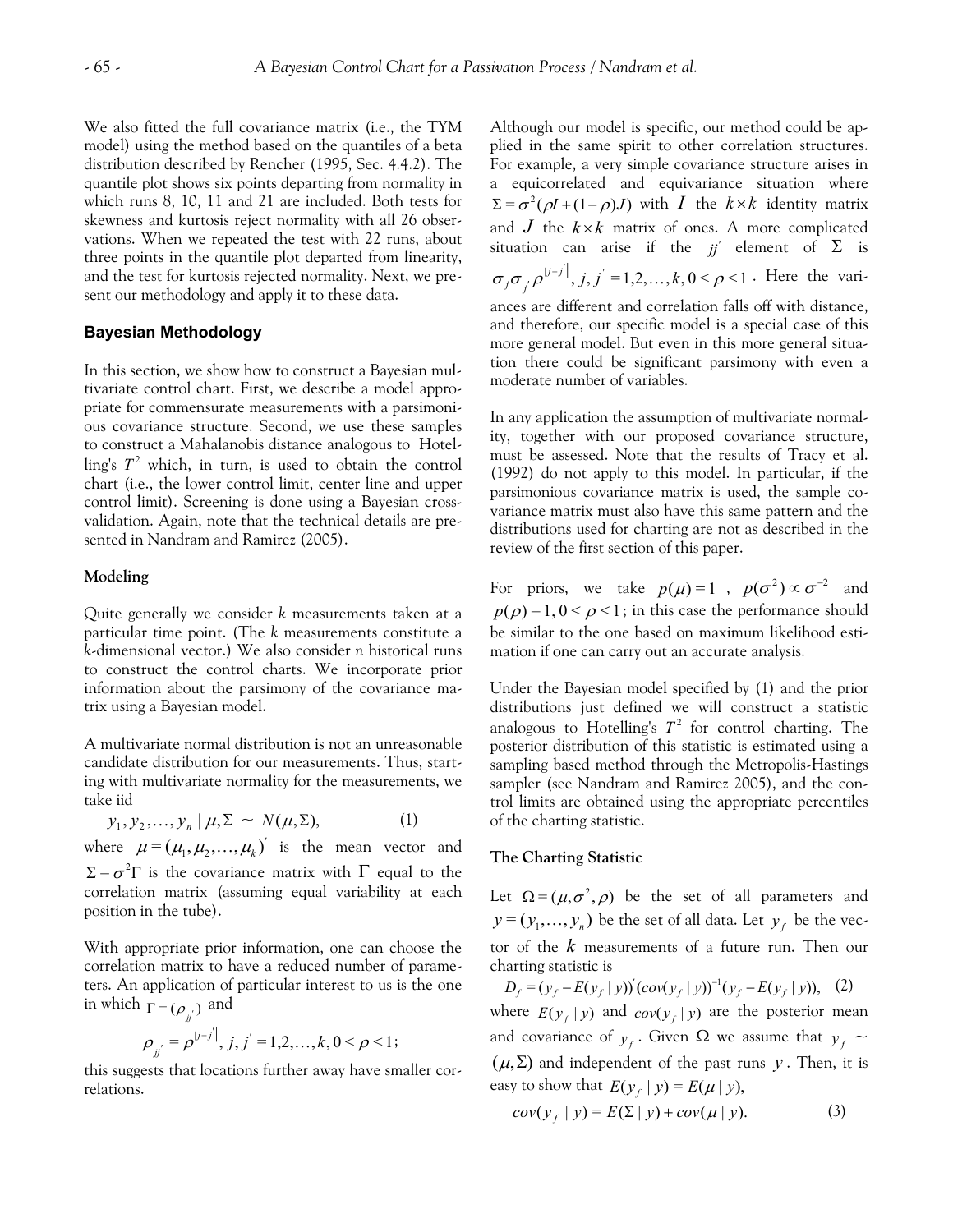We also fitted the full covariance matrix (i.e., the TYM model) using the method based on the quantiles of a beta distribution described by Rencher (1995, Sec. 4.4.2). The quantile plot shows six points departing from normality in which runs 8, 10, 11 and 21 are included. Both tests for skewness and kurtosis reject normality with all 26 observations. When we repeated the test with 22 runs, about three points in the quantile plot departed from linearity, and the test for kurtosis rejected normality. Next, we present our methodology and apply it to these data.

## Bayesian Methodology

In this section, we show how to construct a Bayesian multivariate control chart. First, we describe a model appropriate for commensurate measurements with a parsimonious covariance structure. Second, we use these samples to construct a Mahalanobis distance analogous to Hotelling's $T^2$ which, in turn, is used to obtain the control chart (i.e., the lower control limit, center line and upper control limit). Screening is done using a Bayesian cross-validation. Again, note that the technical details are presented in Nandram and Ramirez (2005).

### Modeling

Quite generally we consider $k$ measurements taken at a particular time point. (The $k$ measurements constitute a $k$-dimensional vector.) We also consider $n$ historical runs to construct the control charts. We incorporate prior information about the parsimony of the covariance matrix using a Bayesian model.

A multivariate normal distribution is not an unreasonable candidate distribution for our measurements. Thus, starting with multivariate normality for the measurements, we take iid

$$y_1, y_2, \ldots, y_n \mid \mu, \Sigma \sim N(\mu, \Sigma), \quad (1)$$

where $\mu = (\mu_1, \mu_2, \ldots, \mu_k)'$ is the mean vector and $\Sigma = \sigma^2 \Gamma$ is the covariance matrix with $\Gamma$ equal to the correlation matrix (assuming equal variability at each position in the tube).

With appropriate prior information, one can choose the correlation matrix to have a reduced number of parameters. An application of particular interest to us is the one in which $\Gamma = (\rho_{jj'})$ and

$$\rho_{jj'} = \rho^{|j-j'|}, \; j, j' = 1, 2, \ldots, k, \; 0 < \rho < 1;$$

this suggests that locations further away have smaller correlations.

Although our model is specific, our method could be applied in the same spirit to other correlation structures. For example, a very simple covariance structure arises in a equicorrelated and equivariance situation where $\Sigma = \sigma^2(\rho I + (1-\rho)J)$ with $I$ the $k \times k$ identity matrix and $J$ the $k \times k$ matrix of ones. A more complicated situation can arise if the $jj'$ element of $\Sigma$ is $\sigma_j \sigma_{j'} \rho^{|j-j'|}, \; j, j' = 1, 2, \ldots, k, \; 0 < \rho < 1$. Here the variances are different and correlation falls off with distance, and therefore, our specific model is a special case of this more general model. But even in this more general situation there could be significant parsimony with even a moderate number of variables.

In any application the assumption of multivariate normality, together with our proposed covariance structure, must be assessed. Note that the results of Tracy et al. (1992) do not apply to this model. In particular, if the parsimonious covariance matrix is used, the sample covariance matrix must also have this same pattern and the distributions used for charting are not as described in the review of the first section of this paper.

For priors, we take $p(\mu) = 1$, $p(\sigma^2) \propto \sigma^{-2}$ and $p(\rho) = 1, 0 < \rho < 1$; in this case the performance should be similar to the one based on maximum likelihood estimation if one can carry out an accurate analysis.

Under the Bayesian model specified by (1) and the prior distributions just defined we will construct a statistic analogous to Hotelling's $T^2$ for control charting. The posterior distribution of this statistic is estimated using a sampling based method through the Metropolis-Hastings sampler (see Nandram and Ramirez 2005), and the control limits are obtained using the appropriate percentiles of the charting statistic.

### The Charting Statistic

Let $\Omega = (\mu, \sigma^2, \rho)$ be the set of all parameters and $y = (y_1, \ldots, y_n)$ be the set of all data. Let $y_f$ be the vector of the $k$ measurements of a future run. Then our charting statistic is

$$D_f = (y_f - E(y_f \mid y))'(cov(y_f \mid y))^{-1}(y_f - E(y_f \mid y)), \quad (2)$$

where $E(y_f \mid y)$ and $cov(y_f \mid y)$ are the posterior mean and covariance of $y_f$. Given $\Omega$ we assume that $y_f \sim (\mu, \Sigma)$ and independent of the past runs $y$. Then, it is easy to show that $E(y_f \mid y) = E(\mu \mid y)$,

$$cov(y_f \mid y) = E(\Sigma \mid y) + cov(\mu \mid y). \quad (3)$$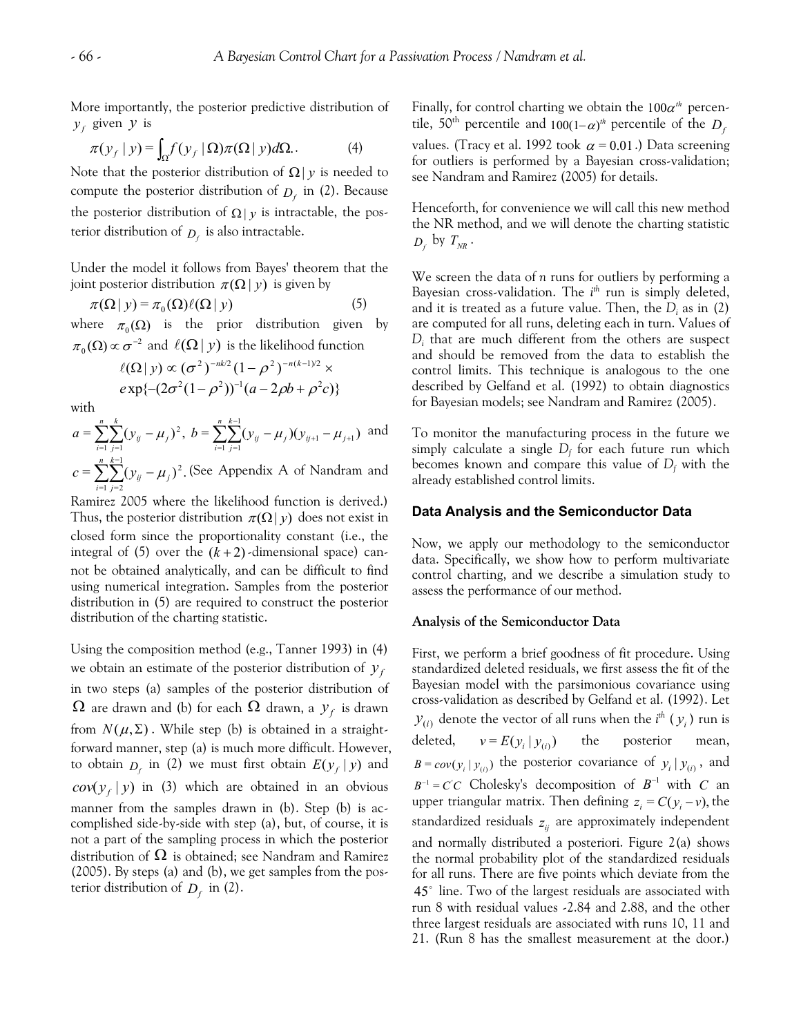More importantly, the posterior predictive distribution of $y_f$ given $y$ is

$$\pi(y_f \mid y) = \int_{\Omega} f(y_f \mid \Omega)\pi(\Omega \mid y)d\Omega.. \qquad (4)$$

Note that the posterior distribution of $\Omega \mid y$ is needed to compute the posterior distribution of $D_f$ in (2). Because the posterior distribution of $\Omega \mid y$ is intractable, the posterior distribution of $D_f$ is also intractable.

Under the model it follows from Bayes' theorem that the joint posterior distribution $\pi(\Omega \mid y)$ is given by

$$\pi(\Omega \mid y) = \pi_0(\Omega)\ell(\Omega \mid y) \qquad (5)$$

where $\pi_0(\Omega)$ is the prior distribution given by $\pi_0(\Omega) \propto \sigma^{-2}$ and $\ell(\Omega \mid y)$ is the likelihood function

$$\ell(\Omega \mid y) \propto (\sigma^2)^{-nk/2}(1-\rho^2)^{-n(k-1)/2} \times \exp\{-(2\sigma^2(1-\rho^2))^{-1}(a - 2\rho b + \rho^2 c)\}$$

with

$a = \sum_{i=1}^{n}\sum_{j=1}^{k}(y_{ij} - \mu_j)^2$, $b = \sum_{i=1}^{n}\sum_{j=1}^{k-1}(y_{ij} - \mu_j)(y_{ij+1} - \mu_{j+1})$ and $c = \sum_{i=1}^{n}\sum_{j=2}^{k-1}(y_{ij} - \mu_j)^2$. (See Appendix A of Nandram and Ramirez 2005 where the likelihood function is derived.) Thus, the posterior distribution $\pi(\Omega \mid y)$ does not exist in closed form since the proportionality constant (i.e., the integral of (5) over the $(k+2)$-dimensional space) cannot be obtained analytically, and can be difficult to find using numerical integration. Samples from the posterior distribution in (5) are required to construct the posterior distribution of the charting statistic.

Using the composition method (e.g., Tanner 1993) in (4) we obtain an estimate of the posterior distribution of $y_f$ in two steps (a) samples of the posterior distribution of $\Omega$ are drawn and (b) for each $\Omega$ drawn, a $y_f$ is drawn from $N(\mu, \Sigma)$. While step (b) is obtained in a straightforward manner, step (a) is much more difficult. However, to obtain $D_f$ in (2) we must first obtain $E(y_f \mid y)$ and $cov(y_f \mid y)$ in (3) which are obtained in an obvious manner from the samples drawn in (b). Step (b) is accomplished side-by-side with step (a), but, of course, it is not a part of the sampling process in which the posterior distribution of $\Omega$ is obtained; see Nandram and Ramirez (2005). By steps (a) and (b), we get samples from the posterior distribution of $D_f$ in (2).

Finally, for control charting we obtain the $100\alpha^{th}$ percentile, 50th percentile and $100(1-\alpha)^{th}$ percentile of the $D_f$ values. (Tracy et al. 1992 took $\alpha = 0.01$.) Data screening for outliers is performed by a Bayesian cross-validation; see Nandram and Ramirez (2005) for details.

Henceforth, for convenience we will call this new method the NR method, and we will denote the charting statistic $D_f$ by $T_{NR}$.

We screen the data of *n* runs for outliers by performing a Bayesian cross-validation. The $i^{th}$ run is simply deleted, and it is treated as a future value. Then, the $D_i$ as in (2) are computed for all runs, deleting each in turn. Values of $D_i$ that are much different from the others are suspect and should be removed from the data to establish the control limits. This technique is analogous to the one described by Gelfand et al. (1992) to obtain diagnostics for Bayesian models; see Nandram and Ramirez (2005).

To monitor the manufacturing process in the future we simply calculate a single $D_f$ for each future run which becomes known and compare this value of $D_f$ with the already established control limits.

## Data Analysis and the Semiconductor Data

Now, we apply our methodology to the semiconductor data. Specifically, we show how to perform multivariate control charting, and we describe a simulation study to assess the performance of our method.

### Analysis of the Semiconductor Data

First, we perform a brief goodness of fit procedure. Using standardized deleted residuals, we first assess the fit of the Bayesian model with the parsimonious covariance using cross-validation as described by Gelfand et al. (1992). Let $y_{(i)}$ denote the vector of all runs when the $i^{th}$ ($y_i$) run is deleted, $v = E(y_i \mid y_{(i)})$ the posterior mean, $B = cov(y_i \mid y_{(i)})$ the posterior covariance of $y_i \mid y_{(i)}$, and $B^{-1} = C'C$ Cholesky's decomposition of $B^{-1}$ with $C$ an upper triangular matrix. Then defining $z_i = C(y_i - v)$, the standardized residuals $z_{ij}$ are approximately independent and normally distributed a posteriori. Figure 2(a) shows the normal probability plot of the standardized residuals for all runs. There are five points which deviate from the $45^\circ$ line. Two of the largest residuals are associated with run 8 with residual values -2.84 and 2.88, and the other three largest residuals are associated with runs 10, 11 and 21. (Run 8 has the smallest measurement at the door.)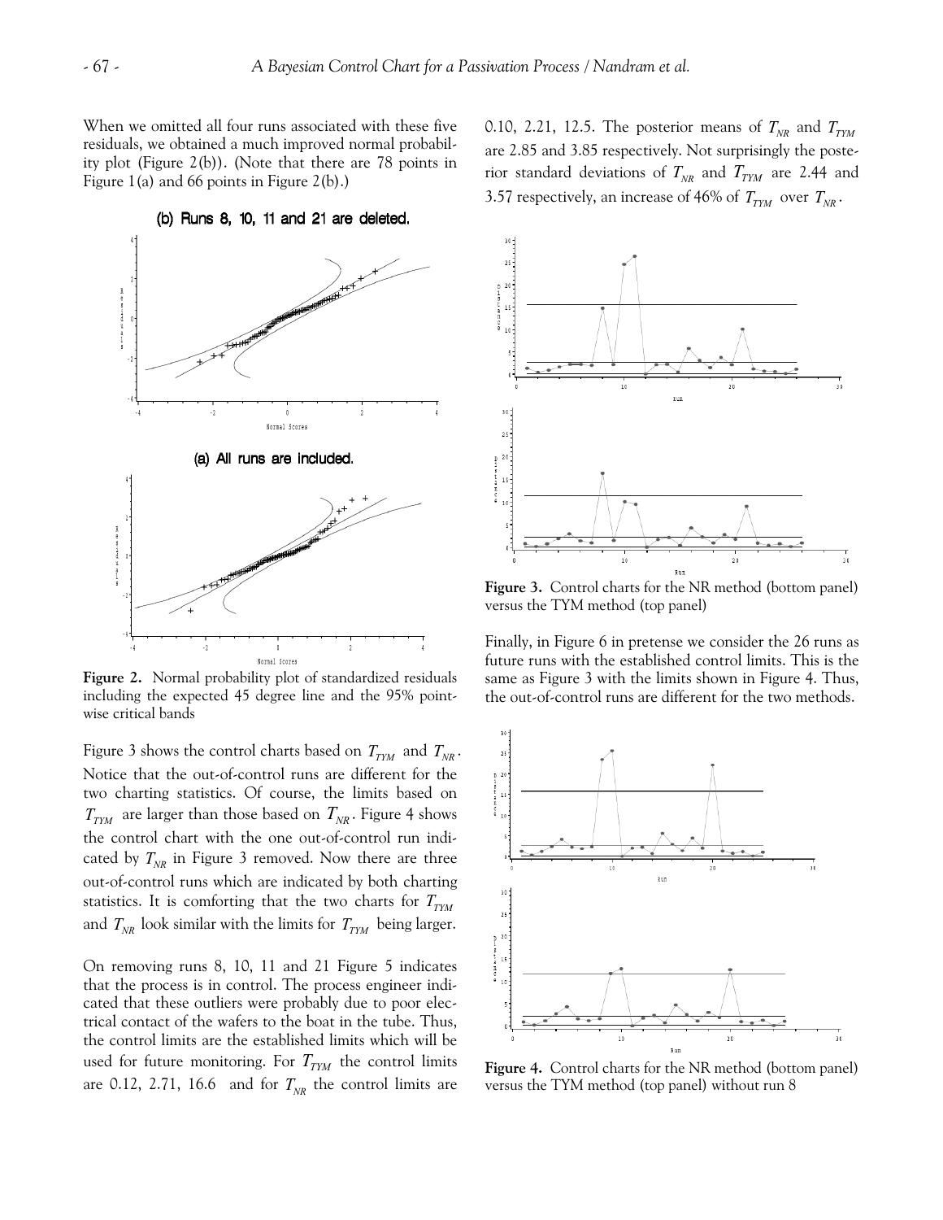When we omitted all four runs associated with these five residuals, we obtained a much improved normal probability plot (Figure 2(b)). (Note that there are 78 points in Figure 1(a) and 66 points in Figure 2(b).)

**Figure 2.** Normal probability plot of standardized residuals including the expected 45 degree line and the 95% pointwise critical bands

Figure 3 shows the control charts based on $T_{TYM}$ and $T_{NR}$. Notice that the out-of-control runs are different for the two charting statistics. Of course, the limits based on $T_{TYM}$ are larger than those based on $T_{NR}$. Figure 4 shows the control chart with the one out-of-control run indicated by $T_{NR}$ in Figure 3 removed. Now there are three out-of-control runs which are indicated by both charting statistics. It is comforting that the two charts for $T_{TYM}$ and $T_{NR}$ look similar with the limits for $T_{TYM}$ being larger.

On removing runs 8, 10, 11 and 21 Figure 5 indicates that the process is in control. The process engineer indicated that these outliers were probably due to poor electrical contact of the wafers to the boat in the tube. Thus, the control limits are the established limits which will be used for future monitoring. For $T_{TYM}$ the control limits are 0.12, 2.71, 16.6 and for $T_{NR}$ the control limits are 0.10, 2.21, 12.5. The posterior means of $T_{NR}$ and $T_{TYM}$ are 2.85 and 3.85 respectively. Not surprisingly the posterior standard deviations of $T_{NR}$ and $T_{TYM}$ are 2.44 and 3.57 respectively, an increase of 46% of $T_{TYM}$ over $T_{NR}$.

**Figure 3.** Control charts for the NR method (bottom panel) versus the TYM method (top panel)

Finally, in Figure 6 in pretense we consider the 26 runs as future runs with the established control limits. This is the same as Figure 3 with the limits shown in Figure 4. Thus, the out-of-control runs are different for the two methods.

**Figure 4.** Control charts for the NR method (bottom panel) versus the TYM method (top panel) without run 8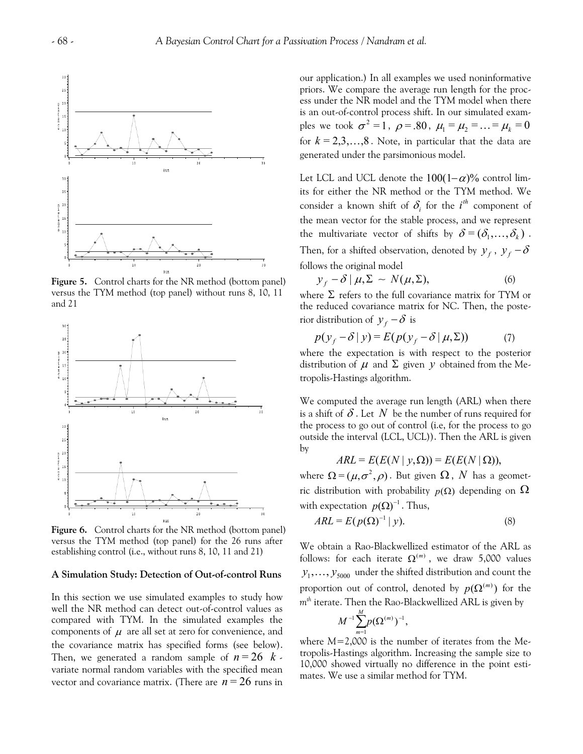**Figure 5.** Control charts for the NR method (bottom panel) versus the TYM method (top panel) without runs 8, 10, 11 and 21

**Figure 6.** Control charts for the NR method (bottom panel) versus the TYM method (top panel) for the 26 runs after establishing control (i.e., without runs 8, 10, 11 and 21)

**A Simulation Study: Detection of Out-of-control Runs**

In this section we use simulated examples to study how well the NR method can detect out-of-control values as compared with TYM. In the simulated examples the components of $\mu$ are all set at zero for convenience, and the covariance matrix has specified forms (see below). Then, we generated a random sample of $n = 26$ $k$-variate normal random variables with the specified mean vector and covariance matrix. (There are $n = 26$ runs in our application.) In all examples we used noninformative priors. We compare the average run length for the process under the NR model and the TYM model when there is an out-of-control process shift. In our simulated examples we took $\sigma^2 = 1$, $\rho = .80$, $\mu_1 = \mu_2 = \ldots = \mu_k = 0$ for $k = 2, 3, \ldots, 8$. Note, in particular that the data are generated under the parsimonious model.

Let LCL and UCL denote the $100(1-\alpha)\%$ control limits for either the NR method or the TYM method. We consider a known shift of $\delta_i$ for the $i^{th}$ component of the mean vector for the stable process, and we represent the multivariate vector of shifts by $\delta = (\delta_1, \ldots, \delta_k)$. Then, for a shifted observation, denoted by $y_f$, $y_f - \delta$ follows the original model

$$y_f - \delta \mid \mu, \Sigma \sim N(\mu, \Sigma), \tag{6}$$

where $\Sigma$ refers to the full covariance matrix for TYM or the reduced covariance matrix for NC. Then, the posterior distribution of $y_f - \delta$ is

$$p(y_f - \delta \mid y) = E(p(y_f - \delta \mid \mu, \Sigma)) \tag{7}$$

where the expectation is with respect to the posterior distribution of $\mu$ and $\Sigma$ given $y$ obtained from the Metropolis-Hastings algorithm.

We computed the average run length (ARL) when there is a shift of $\delta$. Let $N$ be the number of runs required for the process to go out of control (i.e, for the process to go outside the interval (LCL, UCL)). Then the ARL is given by

$$ARL = E(E(N \mid y, \Omega)) = E(E(N \mid \Omega)),$$

where $\Omega = (\mu, \sigma^2, \rho)$. But given $\Omega$, $N$ has a geometric distribution with probability $p(\Omega)$ depending on $\Omega$ with expectation $p(\Omega)^{-1}$. Thus,

$$ARL = E(p(\Omega)^{-1} \mid y). \tag{8}$$

We obtain a Rao-Blackwellized estimator of the ARL as follows: for each iterate $\Omega^{(m)}$, we draw 5,000 values $y_1, \ldots, y_{5000}$ under the shifted distribution and count the proportion out of control, denoted by $p(\Omega^{(m)})$ for the $m^{th}$ iterate. Then the Rao-Blackwellized ARL is given by

$$M^{-1} \sum_{m=1}^{M} p(\Omega^{(m)})^{-1},$$

where M=2,000 is the number of iterates from the Metropolis-Hastings algorithm. Increasing the sample size to 10,000 showed virtually no difference in the point estimates. We use a similar method for TYM.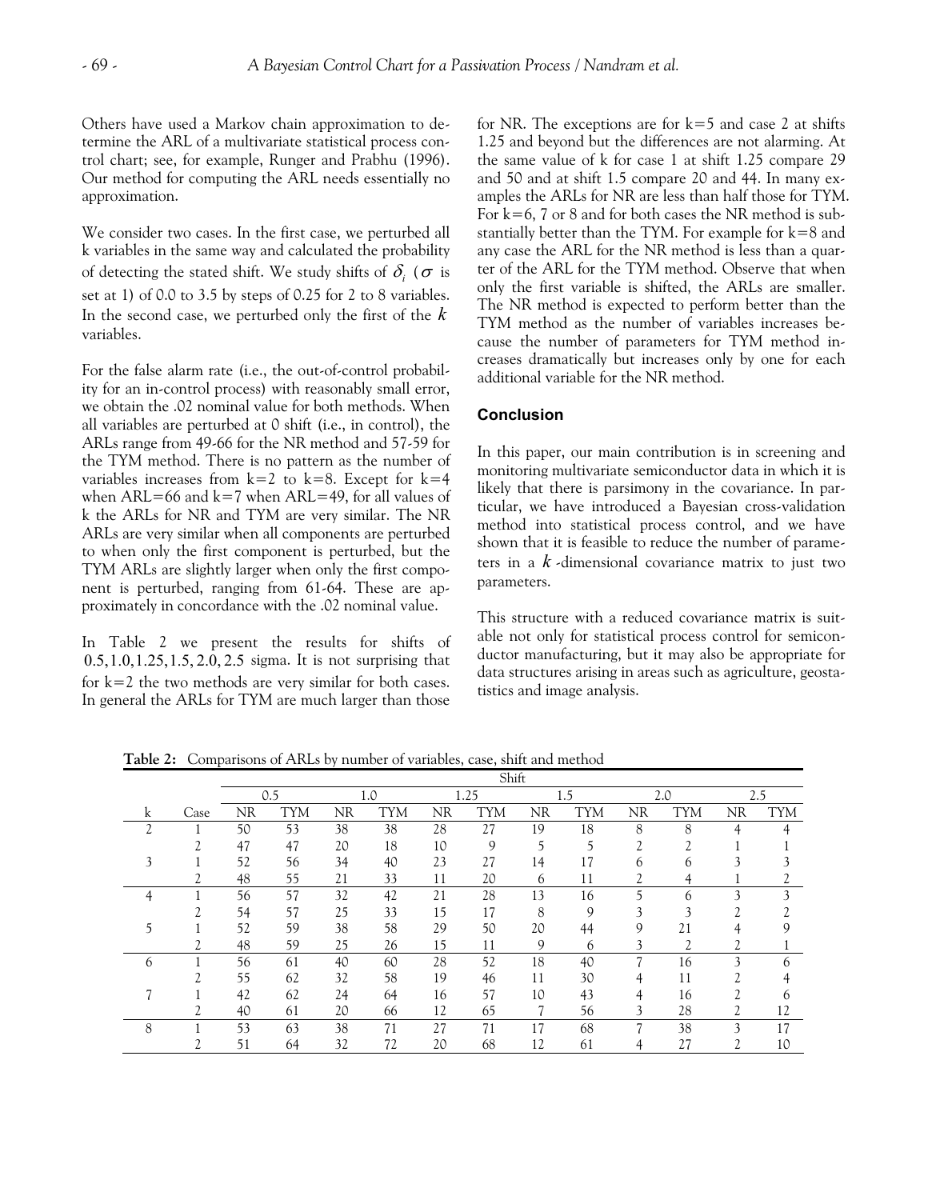Others have used a Markov chain approximation to determine the ARL of a multivariate statistical process control chart; see, for example, Runger and Prabhu (1996). Our method for computing the ARL needs essentially no approximation.

We consider two cases. In the first case, we perturbed all k variables in the same way and calculated the probability of detecting the stated shift. We study shifts of $\delta_i$ ($\sigma$ is set at 1) of 0.0 to 3.5 by steps of 0.25 for 2 to 8 variables. In the second case, we perturbed only the first of the $k$ variables.

For the false alarm rate (i.e., the out-of-control probability for an in-control process) with reasonably small error, we obtain the .02 nominal value for both methods. When all variables are perturbed at 0 shift (i.e., in control), the ARLs range from 49-66 for the NR method and 57-59 for the TYM method. There is no pattern as the number of variables increases from k=2 to k=8. Except for k=4 when ARL=66 and k=7 when ARL=49, for all values of k the ARLs for NR and TYM are very similar. The NR ARLs are very similar when all components are perturbed to when only the first component is perturbed, but the TYM ARLs are slightly larger when only the first component is perturbed, ranging from 61-64. These are approximately in concordance with the .02 nominal value.

In Table 2 we present the results for shifts of $0.5, 1.0, 1.25, 1.5, 2.0, 2.5$ sigma. It is not surprising that for k=2 the two methods are very similar for both cases. In general the ARLs for TYM are much larger than those for NR. The exceptions are for k=5 and case 2 at shifts 1.25 and beyond but the differences are not alarming. At the same value of k for case 1 at shift 1.25 compare 29 and 50 and at shift 1.5 compare 20 and 44. In many examples the ARLs for NR are less than half those for TYM. For k=6, 7 or 8 and for both cases the NR method is substantially better than the TYM. For example for k=8 and any case the ARL for the NR method is less than a quarter of the ARL for the TYM method. Observe that when only the first variable is shifted, the ARLs are smaller. The NR method is expected to perform better than the TYM method as the number of variables increases because the number of parameters for TYM method increases dramatically but increases only by one for each additional variable for the NR method.

## Conclusion

In this paper, our main contribution is in screening and monitoring multivariate semiconductor data in which it is likely that there is parsimony in the covariance. In particular, we have introduced a Bayesian cross-validation method into statistical process control, and we have shown that it is feasible to reduce the number of parameters in a $k$-dimensional covariance matrix to just two parameters.

This structure with a reduced covariance matrix is suitable not only for statistical process control for semiconductor manufacturing, but it may also be appropriate for data structures arising in areas such as agriculture, geostatistics and image analysis.

**Table 2:** Comparisons of ARLs by number of variables, case, shift and method

| | | Shift | | | | | | | | | | | |
|---|---|---|---|---|---|---|---|---|---|---|---|---|---|
| | | 0.5 | | 1.0 | | 1.25 | | 1.5 | | 2.0 | | 2.5 | |
| k | Case | NR | TYM | NR | TYM | NR | TYM | NR | TYM | NR | TYM | NR | TYM |
| 2 | 1 | 50 | 53 | 38 | 38 | 28 | 27 | 19 | 18 | 8 | 8 | 4 | 4 |
| | 2 | 47 | 47 | 20 | 18 | 10 | 9 | 5 | 5 | 2 | 2 | 1 | 1 |
| 3 | 1 | 52 | 56 | 34 | 40 | 23 | 27 | 14 | 17 | 6 | 6 | 3 | 3 |
| | 2 | 48 | 55 | 21 | 33 | 11 | 20 | 6 | 11 | 2 | 4 | 1 | 2 |
| 4 | 1 | 56 | 57 | 32 | 42 | 21 | 28 | 13 | 16 | 5 | 6 | 3 | 3 |
| | 2 | 54 | 57 | 25 | 33 | 15 | 17 | 8 | 9 | 3 | 3 | 2 | 2 |
| 5 | 1 | 52 | 59 | 38 | 58 | 29 | 50 | 20 | 44 | 9 | 21 | 4 | 9 |
| | 2 | 48 | 59 | 25 | 26 | 15 | 11 | 9 | 6 | 3 | 2 | 2 | 1 |
| 6 | 1 | 56 | 61 | 40 | 60 | 28 | 52 | 18 | 40 | 7 | 16 | 3 | 6 |
| | 2 | 55 | 62 | 32 | 58 | 19 | 46 | 11 | 30 | 4 | 11 | 2 | 4 |
| 7 | 1 | 42 | 62 | 24 | 64 | 16 | 57 | 10 | 43 | 4 | 16 | 2 | 6 |
| | 2 | 40 | 61 | 20 | 66 | 12 | 65 | 7 | 56 | 3 | 28 | 2 | 12 |
| 8 | 1 | 53 | 63 | 38 | 71 | 27 | 71 | 17 | 68 | 7 | 38 | 3 | 17 |
| | 2 | 51 | 64 | 32 | 72 | 20 | 68 | 12 | 61 | 4 | 27 | 2 | 10 |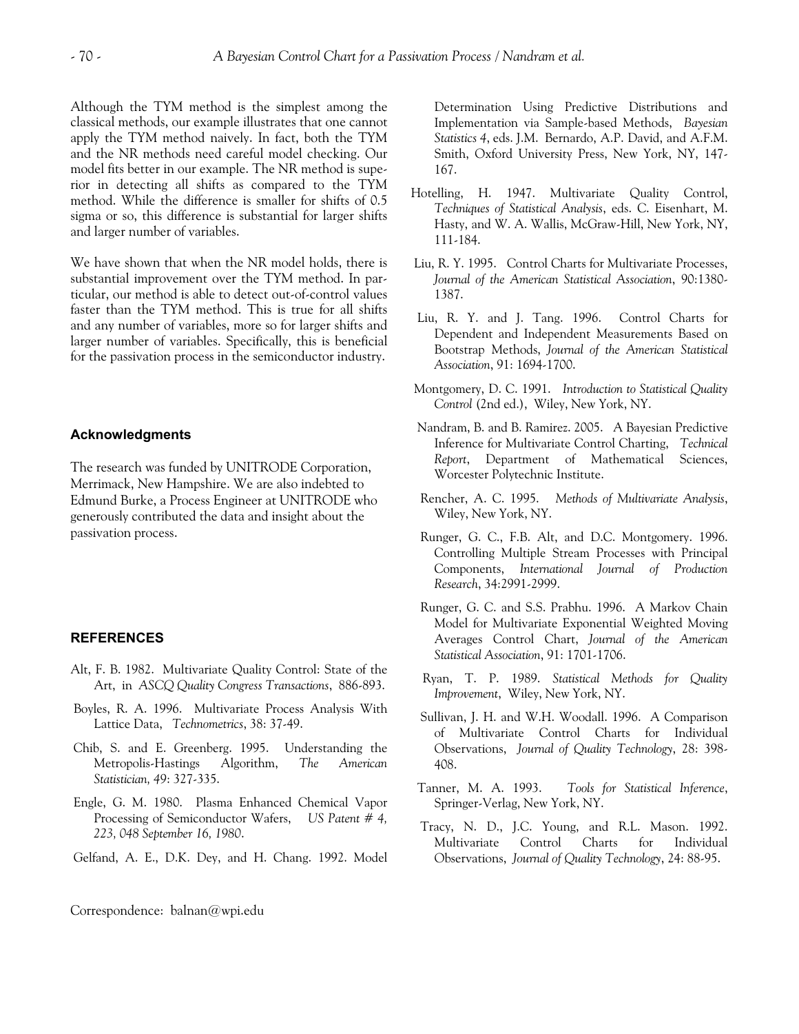Although the TYM method is the simplest among the classical methods, our example illustrates that one cannot apply the TYM method naively. In fact, both the TYM and the NR methods need careful model checking. Our model fits better in our example. The NR method is superior in detecting all shifts as compared to the TYM method. While the difference is smaller for shifts of 0.5 sigma or so, this difference is substantial for larger shifts and larger number of variables.

We have shown that when the NR model holds, there is substantial improvement over the TYM method. In particular, our method is able to detect out-of-control values faster than the TYM method. This is true for all shifts and any number of variables, more so for larger shifts and larger number of variables. Specifically, this is beneficial for the passivation process in the semiconductor industry.

## Acknowledgments

The research was funded by UNITRODE Corporation, Merrimack, New Hampshire. We are also indebted to Edmund Burke, a Process Engineer at UNITRODE who generously contributed the data and insight about the passivation process.

## REFERENCES

Alt, F. B. 1982. Multivariate Quality Control: State of the Art, in *ASCQ Quality Congress Transactions*, 886-893.

Boyles, R. A. 1996. Multivariate Process Analysis With Lattice Data, *Technometrics*, 38: 37-49.

Chib, S. and E. Greenberg. 1995. Understanding the Metropolis-Hastings Algorithm, *The American Statistician, 49*: 327-335.

Engle, G. M. 1980. Plasma Enhanced Chemical Vapor Processing of Semiconductor Wafers, *US Patent # 4, 223, 048 September 16, 1980*.

Gelfand, A. E., D.K. Dey, and H. Chang. 1992. Model Determination Using Predictive Distributions and Implementation via Sample-based Methods, *Bayesian Statistics 4*, eds. J.M. Bernardo, A.P. David, and A.F.M. Smith, Oxford University Press, New York, NY, 147-167.

Hotelling, H. 1947. Multivariate Quality Control, *Techniques of Statistical Analysis*, eds. C. Eisenhart, M. Hasty, and W. A. Wallis, McGraw-Hill, New York, NY, 111-184.

Liu, R. Y. 1995. Control Charts for Multivariate Processes, *Journal of the American Statistical Association*, 90:1380-1387.

Liu, R. Y. and J. Tang. 1996. Control Charts for Dependent and Independent Measurements Based on Bootstrap Methods, *Journal of the American Statistical Association*, 91: 1694-1700.

Montgomery, D. C. 1991. *Introduction to Statistical Quality Control* (2nd ed.), Wiley, New York, NY.

Nandram, B. and B. Ramirez. 2005. A Bayesian Predictive Inference for Multivariate Control Charting, *Technical Report*, Department of Mathematical Sciences, Worcester Polytechnic Institute.

Rencher, A. C. 1995. *Methods of Multivariate Analysis*, Wiley, New York, NY.

Runger, G. C., F.B. Alt, and D.C. Montgomery. 1996. Controlling Multiple Stream Processes with Principal Components, *International Journal of Production Research*, 34:2991-2999.

Runger, G. C. and S.S. Prabhu. 1996. A Markov Chain Model for Multivariate Exponential Weighted Moving Averages Control Chart, *Journal of the American Statistical Association*, 91: 1701-1706.

Ryan, T. P. 1989. *Statistical Methods for Quality Improvement*, Wiley, New York, NY.

Sullivan, J. H. and W.H. Woodall. 1996. A Comparison of Multivariate Control Charts for Individual Observations, *Journal of Quality Technology*, 28: 398-408.

Tanner, M. A. 1993. *Tools for Statistical Inference*, Springer-Verlag, New York, NY.

Tracy, N. D., J.C. Young, and R.L. Mason. 1992. Multivariate Control Charts for Individual Observations, *Journal of Quality Technology*, 24: 88-95.

Correspondence: balnan@wpi.edu